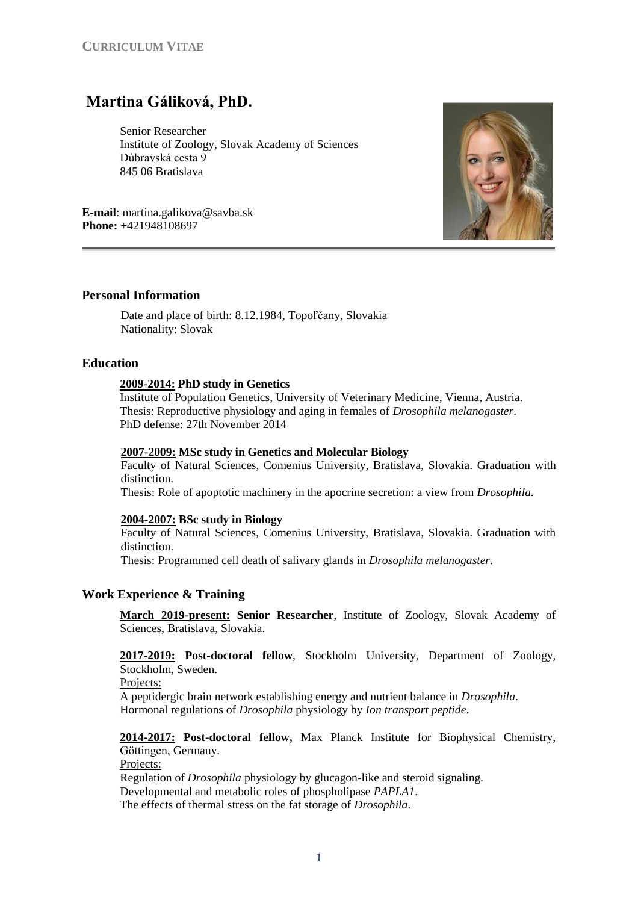**CURRICULUM VITAE**

# Martina Gáliková, PhD.

Senior Researcher
Institute of Zoology, Slovak Academy of Sciences
Dúbravská cesta 9
845 06 Bratislava

**E-mail**: martina.galikova@savba.sk
**Phone:** +421948108697

## Personal Information

Date and place of birth: 8.12.1984, Topoľčany, Slovakia
Nationality: Slovak

## Education

**2009-2014: PhD study in Genetics**
Institute of Population Genetics, University of Veterinary Medicine, Vienna, Austria.
Thesis: Reproductive physiology and aging in females of *Drosophila melanogaster*.
PhD defense: 27th November 2014

**2007-2009: MSc study in Genetics and Molecular Biology**
Faculty of Natural Sciences, Comenius University, Bratislava, Slovakia. Graduation with distinction.
Thesis: Role of apoptotic machinery in the apocrine secretion: a view from *Drosophila.*

**2004-2007: BSc study in Biology**
Faculty of Natural Sciences, Comenius University, Bratislava, Slovakia. Graduation with distinction.
Thesis: Programmed cell death of salivary glands in *Drosophila melanogaster*.

## Work Experience & Training

**March 2019-present: Senior Researcher**, Institute of Zoology, Slovak Academy of Sciences, Bratislava, Slovakia.

**2017-2019: Post-doctoral fellow**, Stockholm University, Department of Zoology, Stockholm, Sweden.
Projects:
A peptidergic brain network establishing energy and nutrient balance in *Drosophila*.
Hormonal regulations of *Drosophila* physiology by *Ion transport peptide*.

**2014-2017: Post-doctoral fellow,** Max Planck Institute for Biophysical Chemistry, Göttingen, Germany.
Projects:
Regulation of *Drosophila* physiology by glucagon-like and steroid signaling.
Developmental and metabolic roles of phospholipase *PAPLA1*.
The effects of thermal stress on the fat storage of *Drosophila*.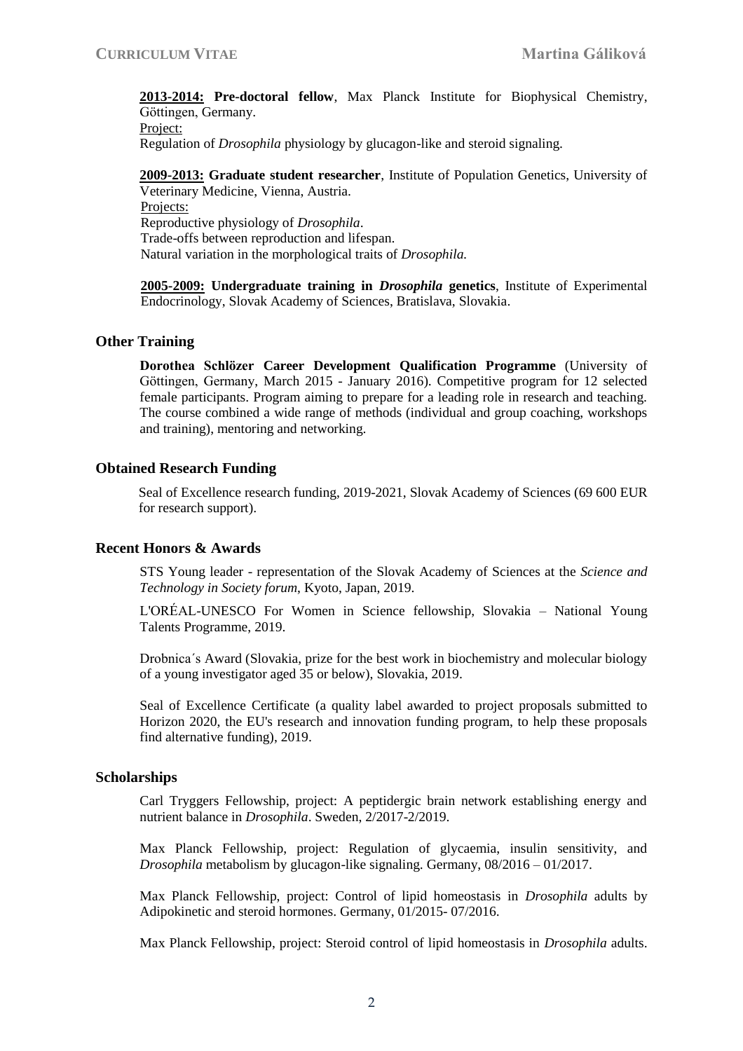**2013-2014: Pre-doctoral fellow**, Max Planck Institute for Biophysical Chemistry, Göttingen, Germany.
Project:
Regulation of *Drosophila* physiology by glucagon-like and steroid signaling.

**2009-2013: Graduate student researcher**, Institute of Population Genetics, University of Veterinary Medicine, Vienna, Austria.
Projects:
Reproductive physiology of *Drosophila*.
Trade-offs between reproduction and lifespan.
Natural variation in the morphological traits of *Drosophila.*

**2005-2009: Undergraduate training in *Drosophila* genetics**, Institute of Experimental Endocrinology, Slovak Academy of Sciences, Bratislava, Slovakia.

## Other Training

**Dorothea Schlözer Career Development Qualification Programme** (University of Göttingen, Germany, March 2015 - January 2016). Competitive program for 12 selected female participants. Program aiming to prepare for a leading role in research and teaching. The course combined a wide range of methods (individual and group coaching, workshops and training), mentoring and networking.

## Obtained Research Funding

Seal of Excellence research funding, 2019-2021, Slovak Academy of Sciences (69 600 EUR for research support).

## Recent Honors & Awards

STS Young leader - representation of the Slovak Academy of Sciences at the *Science and Technology in Society forum*, Kyoto, Japan, 2019.

L'ORÉAL-UNESCO For Women in Science fellowship, Slovakia – National Young Talents Programme, 2019.

Drobnica´s Award (Slovakia, prize for the best work in biochemistry and molecular biology of a young investigator aged 35 or below), Slovakia, 2019.

Seal of Excellence Certificate (a quality label awarded to project proposals submitted to Horizon 2020, the EU's research and innovation funding program, to help these proposals find alternative funding), 2019.

## Scholarships

Carl Tryggers Fellowship, project: A peptidergic brain network establishing energy and nutrient balance in *Drosophila*. Sweden, 2/2017-2/2019.

Max Planck Fellowship, project: Regulation of glycaemia, insulin sensitivity, and *Drosophila* metabolism by glucagon-like signaling. Germany, 08/2016 – 01/2017.

Max Planck Fellowship, project: Control of lipid homeostasis in *Drosophila* adults by Adipokinetic and steroid hormones. Germany, 01/2015- 07/2016.

Max Planck Fellowship, project: Steroid control of lipid homeostasis in *Drosophila* adults.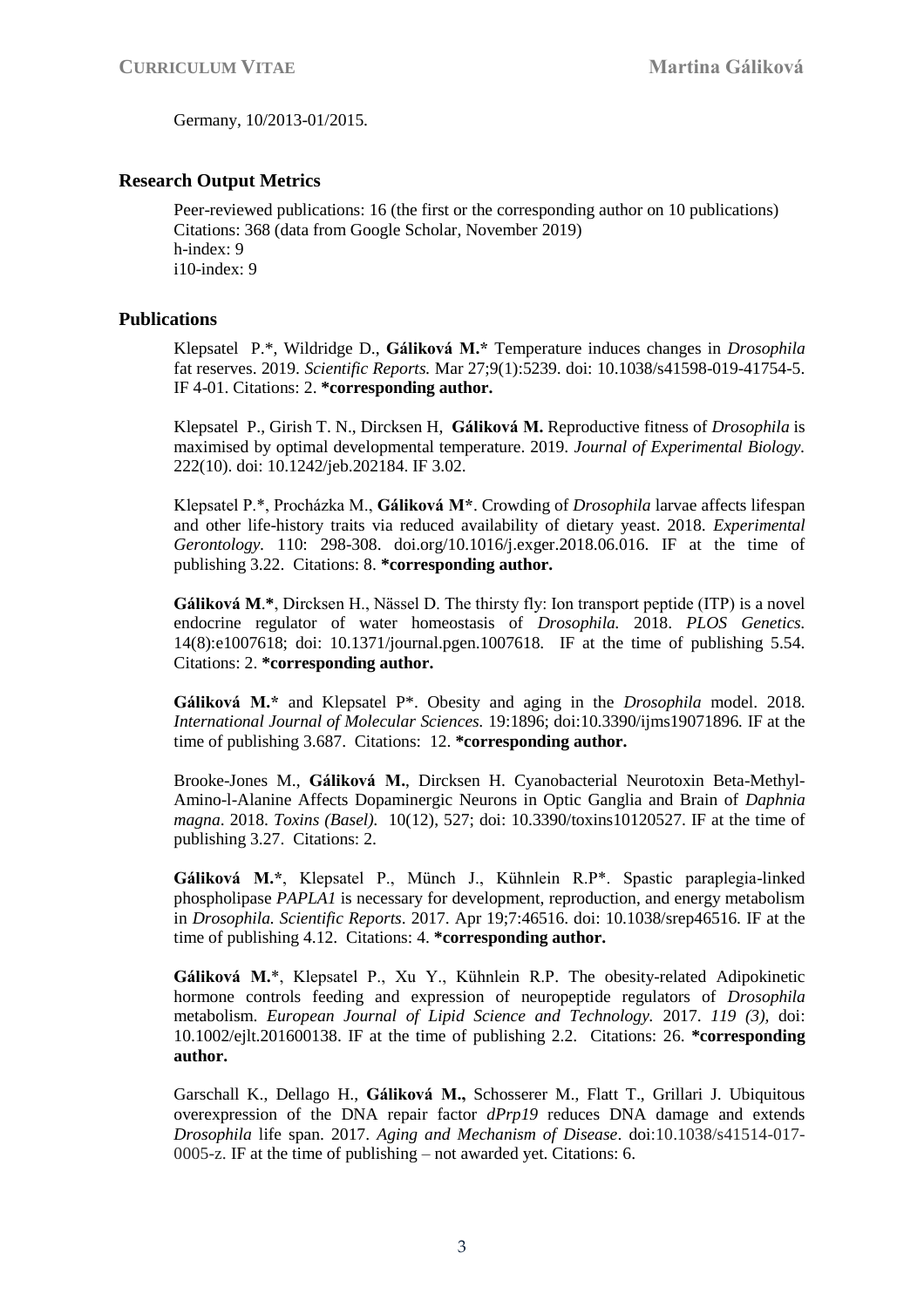Germany, 10/2013-01/2015.

## Research Output Metrics

Peer-reviewed publications: 16 (the first or the corresponding author on 10 publications)
Citations: 368 (data from Google Scholar, November 2019)
h-index: 9
i10-index: 9

## Publications

Klepsatel P.*, Wildridge D., **Gáliková M.*** Temperature induces changes in *Drosophila* fat reserves. 2019. *Scientific Reports.* Mar 27;9(1):5239. doi: 10.1038/s41598-019-41754-5. IF 4-01. Citations: 2. ***corresponding author.**

Klepsatel P., Girish T. N., Dircksen H, **Gáliková M.** Reproductive fitness of *Drosophila* is maximised by optimal developmental temperature. 2019. *Journal of Experimental Biology.* 222(10). doi: 10.1242/jeb.202184. IF 3.02.

Klepsatel P.*, Procházka M., **Gáliková M***. Crowding of *Drosophila* larvae affects lifespan and other life-history traits via reduced availability of dietary yeast. 2018. *Experimental Gerontology.* 110: 298-308. doi.org/10.1016/j.exger.2018.06.016. IF at the time of publishing 3.22. Citations: 8. ***corresponding author.**

**Gáliková M.***, Dircksen H., Nässel D. The thirsty fly: Ion transport peptide (ITP) is a novel endocrine regulator of water homeostasis of *Drosophila.* 2018. *PLOS Genetics.* 14(8):e1007618; doi: 10.1371/journal.pgen.1007618. IF at the time of publishing 5.54. Citations: 2. ***corresponding author.**

**Gáliková M.*** and Klepsatel P*. Obesity and aging in the *Drosophila* model. 2018. *International Journal of Molecular Sciences.* 19:1896; doi:10.3390/ijms19071896. IF at the time of publishing 3.687. Citations: 12. ***corresponding author.**

Brooke-Jones M., **Gáliková M.**, Dircksen H. Cyanobacterial Neurotoxin Beta-Methyl-Amino-l-Alanine Affects Dopaminergic Neurons in Optic Ganglia and Brain of *Daphnia magna*. 2018. *Toxins (Basel).* 10(12), 527; doi: 10.3390/toxins10120527. IF at the time of publishing 3.27. Citations: 2.

**Gáliková M.***, Klepsatel P., Münch J., Kühnlein R.P*. Spastic paraplegia-linked phospholipase *PAPLA1* is necessary for development, reproduction, and energy metabolism in *Drosophila. Scientific Reports*. 2017. Apr 19;7:46516. doi: 10.1038/srep46516. IF at the time of publishing 4.12. Citations: 4. ***corresponding author.**

**Gáliková M.***, Klepsatel P., Xu Y., Kühnlein R.P. The obesity-related Adipokinetic hormone controls feeding and expression of neuropeptide regulators of *Drosophila* metabolism. *European Journal of Lipid Science and Technology.* 2017. *119 (3)*, doi: 10.1002/ejlt.201600138. IF at the time of publishing 2.2. Citations: 26. ***corresponding author.**

Garschall K., Dellago H., **Gáliková M.,** Schosserer M., Flatt T., Grillari J. Ubiquitous overexpression of the DNA repair factor *dPrp19* reduces DNA damage and extends *Drosophila* life span. 2017. *Aging and Mechanism of Disease*. doi:10.1038/s41514-017-0005-z. IF at the time of publishing – not awarded yet. Citations: 6.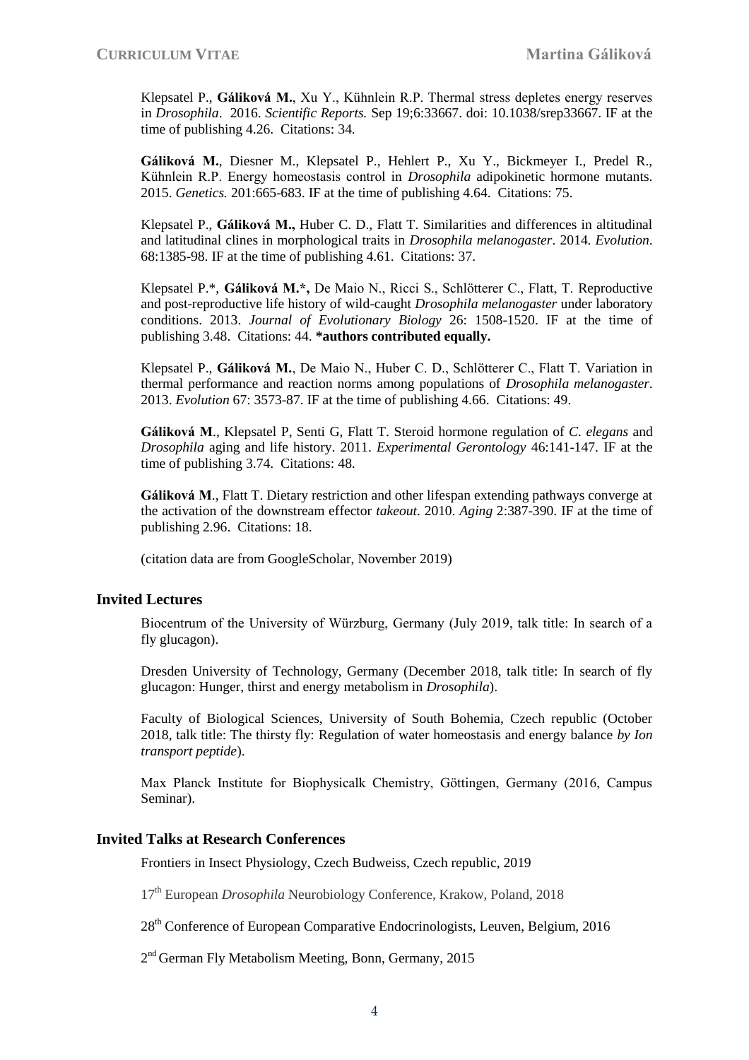Klepsatel P., **Gáliková M.**, Xu Y., Kühnlein R.P. Thermal stress depletes energy reserves in *Drosophila*. 2016. *Scientific Reports.* Sep 19;6:33667. doi: 10.1038/srep33667. IF at the time of publishing 4.26. Citations: 34.

**Gáliková M.**, Diesner M., Klepsatel P., Hehlert P., Xu Y., Bickmeyer I., Predel R., Kühnlein R.P. Energy homeostasis control in *Drosophila* adipokinetic hormone mutants. 2015. *Genetics.* 201:665-683. IF at the time of publishing 4.64. Citations: 75.

Klepsatel P., **Gáliková M.,** Huber C. D., Flatt T. Similarities and differences in altitudinal and latitudinal clines in morphological traits in *Drosophila melanogaster*. 2014. *Evolution*. 68:1385-98. IF at the time of publishing 4.61. Citations: 37.

Klepsatel P.*, **Gáliková M.*,** De Maio N., Ricci S., Schlötterer C., Flatt, T. Reproductive and post-reproductive life history of wild-caught *Drosophila melanogaster* under laboratory conditions. 2013. *Journal of Evolutionary Biology* 26: 1508-1520. IF at the time of publishing 3.48. Citations: 44. ***authors contributed equally.**

Klepsatel P., **Gáliková M.**, De Maio N., Huber C. D., Schlötterer C., Flatt T. Variation in thermal performance and reaction norms among populations of *Drosophila melanogaster*. 2013. *Evolution* 67: 3573-87. IF at the time of publishing 4.66. Citations: 49.

**Gáliková M**., Klepsatel P, Senti G, Flatt T. Steroid hormone regulation of *C. elegans* and *Drosophila* aging and life history. 2011. *Experimental Gerontology* 46:141-147. IF at the time of publishing 3.74. Citations: 48.

**Gáliková M**., Flatt T. Dietary restriction and other lifespan extending pathways converge at the activation of the downstream effector *takeout*. 2010. *Aging* 2:387-390. IF at the time of publishing 2.96. Citations: 18.

(citation data are from GoogleScholar, November 2019)

## Invited Lectures

Biocentrum of the University of Würzburg, Germany (July 2019, talk title: In search of a fly glucagon).

Dresden University of Technology, Germany (December 2018, talk title: In search of fly glucagon: Hunger, thirst and energy metabolism in *Drosophila*).

Faculty of Biological Sciences, University of South Bohemia, Czech republic (October 2018, talk title: The thirsty fly: Regulation of water homeostasis and energy balance *by Ion transport peptide*).

Max Planck Institute for Biophysicalk Chemistry, Göttingen, Germany (2016, Campus Seminar).

## Invited Talks at Research Conferences

Frontiers in Insect Physiology, Czech Budweiss, Czech republic, 2019

17th European *Drosophila* Neurobiology Conference, Krakow, Poland, 2018

28th Conference of European Comparative Endocrinologists, Leuven, Belgium, 2016

2nd German Fly Metabolism Meeting, Bonn, Germany, 2015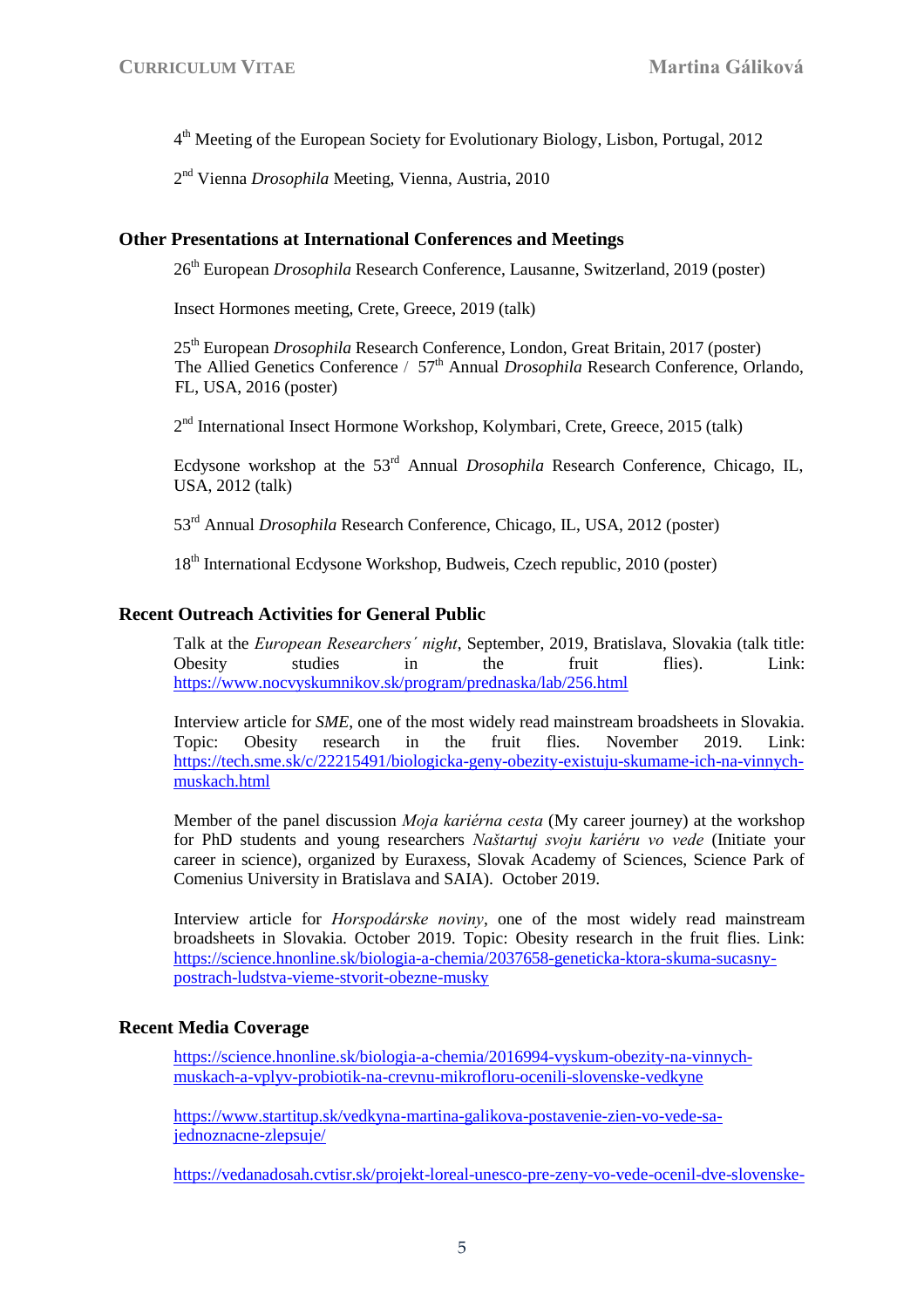4th Meeting of the European Society for Evolutionary Biology, Lisbon, Portugal, 2012

2nd Vienna *Drosophila* Meeting, Vienna, Austria, 2010

### Other Presentations at International Conferences and Meetings

26th European *Drosophila* Research Conference, Lausanne, Switzerland, 2019 (poster)

Insect Hormones meeting, Crete, Greece, 2019 (talk)

25th European *Drosophila* Research Conference, London, Great Britain, 2017 (poster)
The Allied Genetics Conference / 57th Annual *Drosophila* Research Conference, Orlando, FL, USA, 2016 (poster)

2nd International Insect Hormone Workshop, Kolymbari, Crete, Greece, 2015 (talk)

Ecdysone workshop at the 53rd Annual *Drosophila* Research Conference, Chicago, IL, USA, 2012 (talk)

53rd Annual *Drosophila* Research Conference, Chicago, IL, USA, 2012 (poster)

18th International Ecdysone Workshop, Budweis, Czech republic, 2010 (poster)

### Recent Outreach Activities for General Public

Talk at the *European Researchers´ night*, September, 2019, Bratislava, Slovakia (talk title: Obesity studies in the fruit flies). Link: https://www.nocvyskumnikov.sk/program/prednaska/lab/256.html

Interview article for *SME*, one of the most widely read mainstream broadsheets in Slovakia. Topic: Obesity research in the fruit flies. November 2019. Link: https://tech.sme.sk/c/22215491/biologicka-geny-obezity-existuju-skumame-ich-na-vinnych-muskach.html

Member of the panel discussion *Moja kariérna cesta* (My career journey) at the workshop for PhD students and young researchers *Naštartuj svoju kariéru vo vede* (Initiate your career in science), organized by Euraxess, Slovak Academy of Sciences, Science Park of Comenius University in Bratislava and SAIA). October 2019.

Interview article for *Horspodárske noviny*, one of the most widely read mainstream broadsheets in Slovakia. October 2019. Topic: Obesity research in the fruit flies. Link: https://science.hnonline.sk/biologia-a-chemia/2037658-geneticka-ktora-skuma-sucasny-postrach-ludstva-vieme-stvorit-obezne-musky

### Recent Media Coverage

https://science.hnonline.sk/biologia-a-chemia/2016994-vyskum-obezity-na-vinnych-muskach-a-vplyv-probiotik-na-crevnu-mikrofloru-ocenili-slovenske-vedkyne

https://www.startitup.sk/vedkyna-martina-galikova-postavenie-zien-vo-vede-sa-jednoznacne-zlepsuje/

https://vedanadosah.cvtisr.sk/projekt-loreal-unesco-pre-zeny-vo-vede-ocenil-dve-slovenske-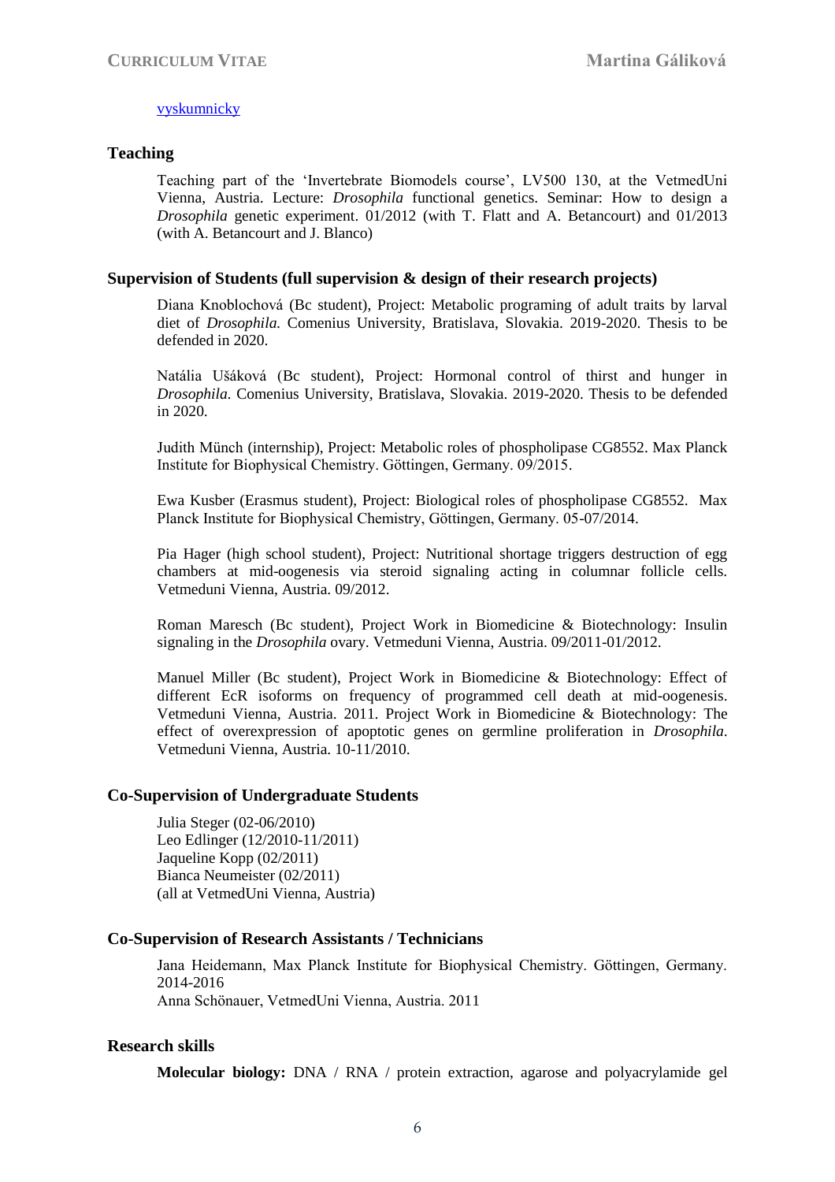[vyskumnicky]

## Teaching

Teaching part of the 'Invertebrate Biomodels course', LV500 130, at the VetmedUni Vienna, Austria. Lecture: *Drosophila* functional genetics. Seminar: How to design a *Drosophila* genetic experiment. 01/2012 (with T. Flatt and A. Betancourt) and 01/2013 (with A. Betancourt and J. Blanco)

## Supervision of Students (full supervision & design of their research projects)

Diana Knoblochová (Bc student), Project: Metabolic programing of adult traits by larval diet of *Drosophila.* Comenius University, Bratislava, Slovakia. 2019-2020. Thesis to be defended in 2020.

Natália Ušáková (Bc student), Project: Hormonal control of thirst and hunger in *Drosophila*. Comenius University, Bratislava, Slovakia. 2019-2020. Thesis to be defended in 2020.

Judith Münch (internship), Project: Metabolic roles of phospholipase CG8552. Max Planck Institute for Biophysical Chemistry. Göttingen, Germany. 09/2015.

Ewa Kusber (Erasmus student), Project: Biological roles of phospholipase CG8552. Max Planck Institute for Biophysical Chemistry, Göttingen, Germany. 05-07/2014.

Pia Hager (high school student), Project: Nutritional shortage triggers destruction of egg chambers at mid-oogenesis via steroid signaling acting in columnar follicle cells. Vetmeduni Vienna, Austria. 09/2012.

Roman Maresch (Bc student), Project Work in Biomedicine & Biotechnology: Insulin signaling in the *Drosophila* ovary. Vetmeduni Vienna, Austria. 09/2011-01/2012.

Manuel Miller (Bc student), Project Work in Biomedicine & Biotechnology: Effect of different EcR isoforms on frequency of programmed cell death at mid-oogenesis. Vetmeduni Vienna, Austria. 2011. Project Work in Biomedicine & Biotechnology: The effect of overexpression of apoptotic genes on germline proliferation in *Drosophila*. Vetmeduni Vienna, Austria. 10-11/2010.

## Co-Supervision of Undergraduate Students

Julia Steger (02-06/2010)
Leo Edlinger (12/2010-11/2011)
Jaqueline Kopp (02/2011)
Bianca Neumeister (02/2011)
(all at VetmedUni Vienna, Austria)

## Co-Supervision of Research Assistants / Technicians

Jana Heidemann, Max Planck Institute for Biophysical Chemistry. Göttingen, Germany. 2014-2016
Anna Schönauer, VetmedUni Vienna, Austria. 2011

## Research skills

**Molecular biology:** DNA / RNA / protein extraction, agarose and polyacrylamide gel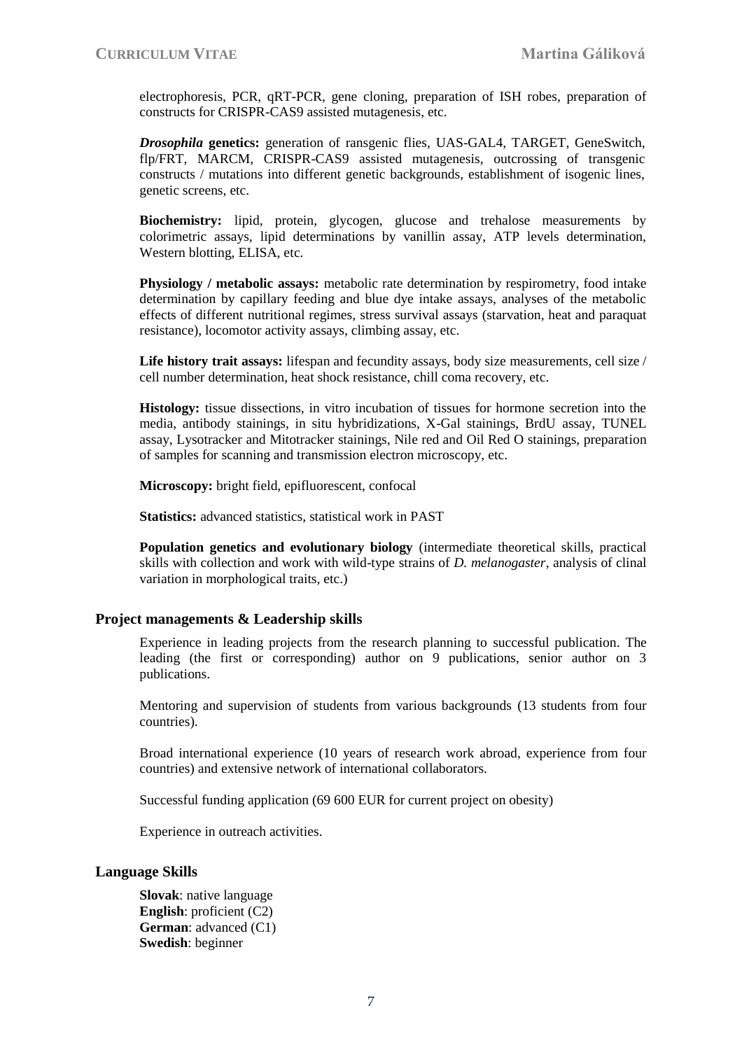electrophoresis, PCR, qRT-PCR, gene cloning, preparation of ISH robes, preparation of constructs for CRISPR-CAS9 assisted mutagenesis, etc.

***Drosophila* genetics:** generation of ransgenic flies, UAS-GAL4, TARGET, GeneSwitch, flp/FRT, MARCM, CRISPR-CAS9 assisted mutagenesis, outcrossing of transgenic constructs / mutations into different genetic backgrounds, establishment of isogenic lines, genetic screens, etc.

**Biochemistry:** lipid, protein, glycogen, glucose and trehalose measurements by colorimetric assays, lipid determinations by vanillin assay, ATP levels determination, Western blotting, ELISA, etc.

**Physiology / metabolic assays:** metabolic rate determination by respirometry, food intake determination by capillary feeding and blue dye intake assays, analyses of the metabolic effects of different nutritional regimes, stress survival assays (starvation, heat and paraquat resistance), locomotor activity assays, climbing assay, etc.

**Life history trait assays:** lifespan and fecundity assays, body size measurements, cell size / cell number determination, heat shock resistance, chill coma recovery, etc.

**Histology:** tissue dissections, in vitro incubation of tissues for hormone secretion into the media, antibody stainings, in situ hybridizations, X-Gal stainings, BrdU assay, TUNEL assay, Lysotracker and Mitotracker stainings, Nile red and Oil Red O stainings, preparation of samples for scanning and transmission electron microscopy, etc.

**Microscopy:** bright field, epifluorescent, confocal

**Statistics:** advanced statistics, statistical work in PAST

**Population genetics and evolutionary biology** (intermediate theoretical skills, practical skills with collection and work with wild-type strains of *D. melanogaster*, analysis of clinal variation in morphological traits, etc.)

## Project managements & Leadership skills

Experience in leading projects from the research planning to successful publication. The leading (the first or corresponding) author on 9 publications, senior author on 3 publications.

Mentoring and supervision of students from various backgrounds (13 students from four countries).

Broad international experience (10 years of research work abroad, experience from four countries) and extensive network of international collaborators.

Successful funding application (69 600 EUR for current project on obesity)

Experience in outreach activities.

## Language Skills

**Slovak**: native language
**English**: proficient (C2)
**German**: advanced (C1)
**Swedish**: beginner